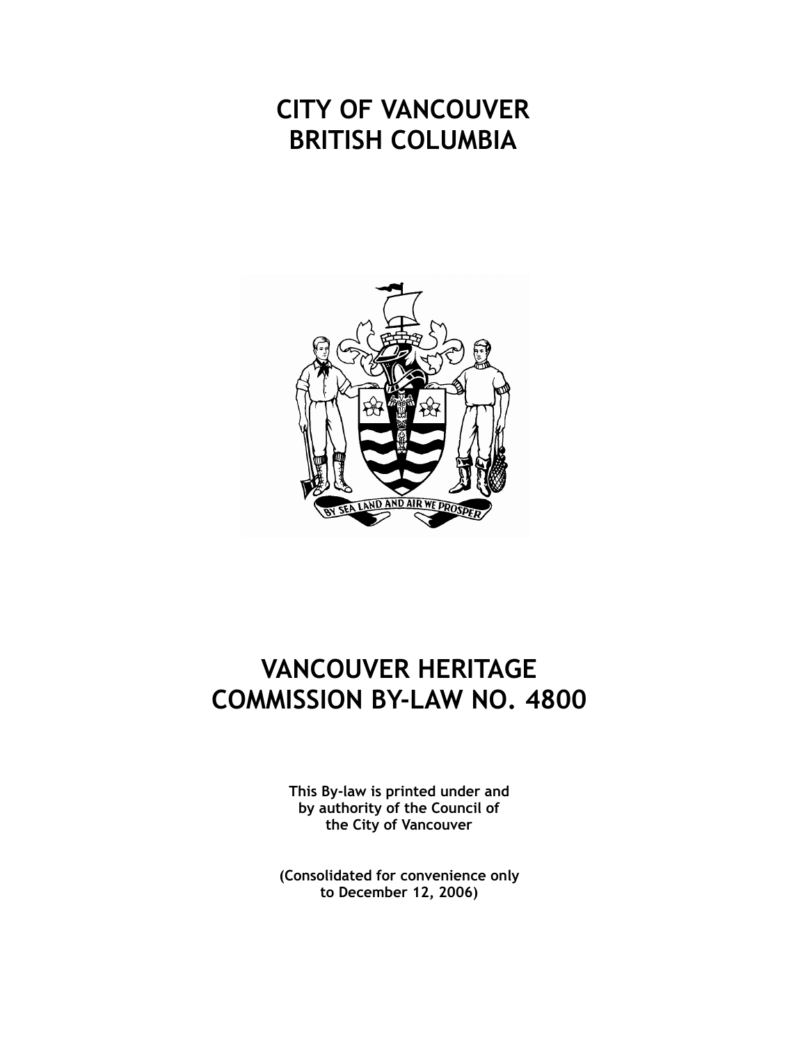# CITY OF VANCOUVER
# BRITISH COLUMBIA

# VANCOUVER HERITAGE COMMISSION BY-LAW NO. 4800

**This By-law is printed under and by authority of the Council of the City of Vancouver**

**(Consolidated for convenience only to December 12, 2006)**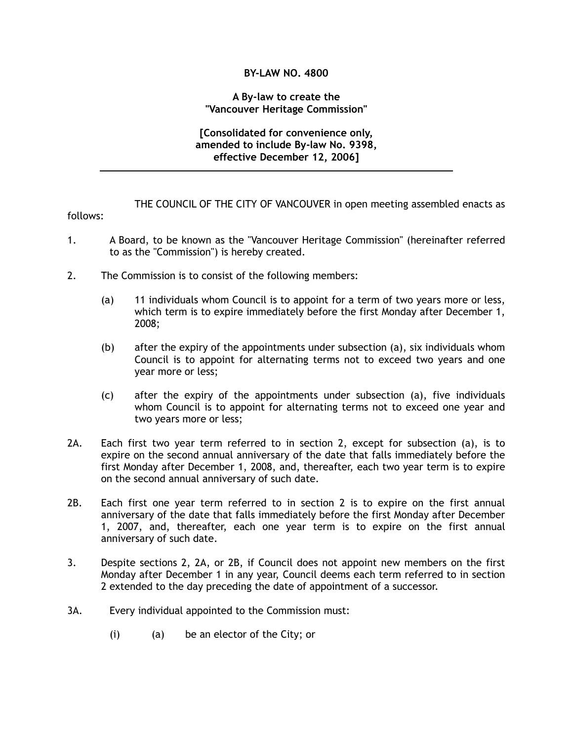**BY-LAW NO. 4800**

**A By-law to create the "Vancouver Heritage Commission"**

**[Consolidated for convenience only, amended to include By-law No. 9398, effective December 12, 2006]**

---

THE COUNCIL OF THE CITY OF VANCOUVER in open meeting assembled enacts as follows:

1. A Board, to be known as the "Vancouver Heritage Commission" (hereinafter referred to as the "Commission") is hereby created.

2. The Commission is to consist of the following members:

   (a) 11 individuals whom Council is to appoint for a term of two years more or less, which term is to expire immediately before the first Monday after December 1, 2008;

   (b) after the expiry of the appointments under subsection (a), six individuals whom Council is to appoint for alternating terms not to exceed two years and one year more or less;

   (c) after the expiry of the appointments under subsection (a), five individuals whom Council is to appoint for alternating terms not to exceed one year and two years more or less;

2A. Each first two year term referred to in section 2, except for subsection (a), is to expire on the second annual anniversary of the date that falls immediately before the first Monday after December 1, 2008, and, thereafter, each two year term is to expire on the second annual anniversary of such date.

2B. Each first one year term referred to in section 2 is to expire on the first annual anniversary of the date that falls immediately before the first Monday after December 1, 2007, and, thereafter, each one year term is to expire on the first annual anniversary of such date.

3. Despite sections 2, 2A, or 2B, if Council does not appoint new members on the first Monday after December 1 in any year, Council deems each term referred to in section 2 extended to the day preceding the date of appointment of a successor.

3A. Every individual appointed to the Commission must:

   (i) (a) be an elector of the City; or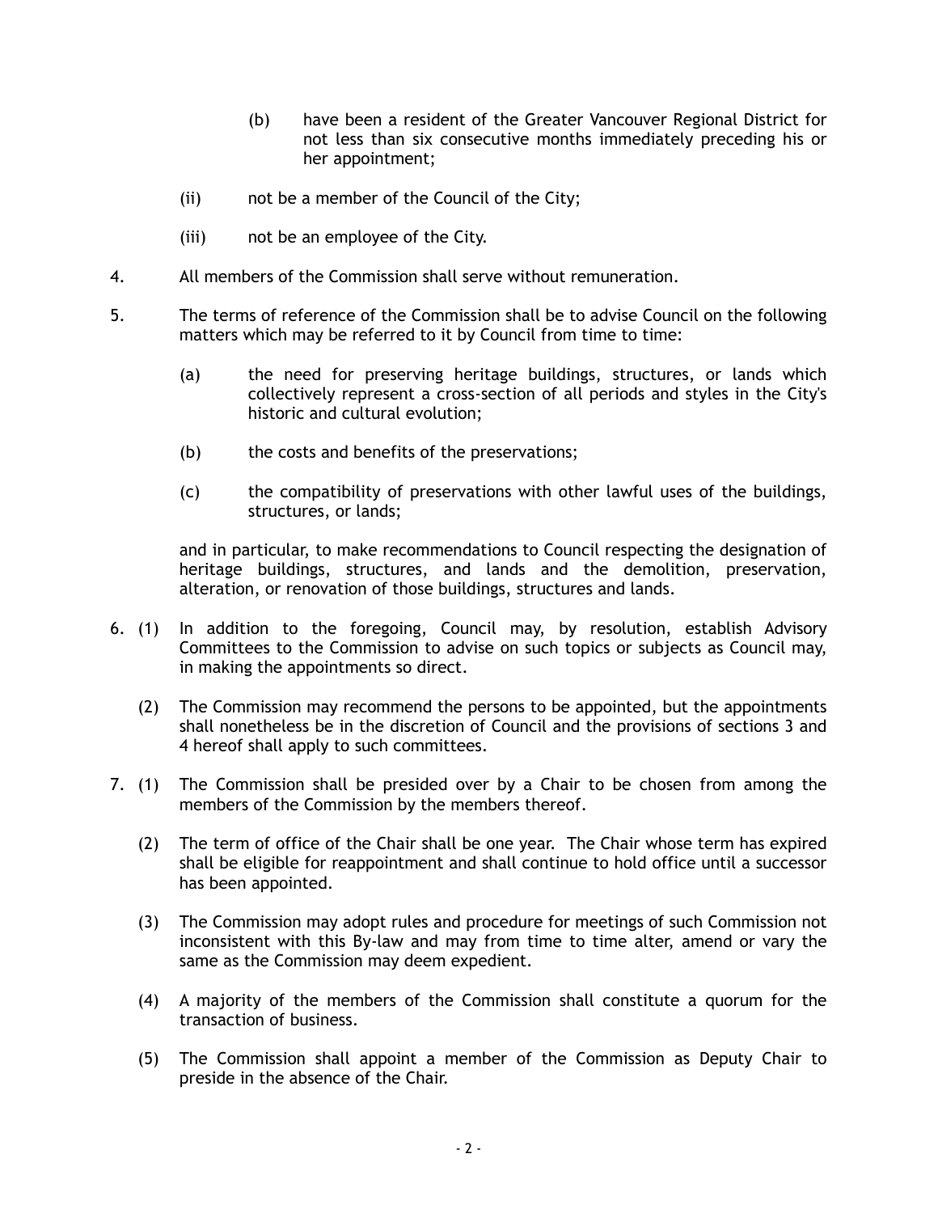(b) have been a resident of the Greater Vancouver Regional District for not less than six consecutive months immediately preceding his or her appointment;

(ii) not be a member of the Council of the City;

(iii) not be an employee of the City.

4. All members of the Commission shall serve without remuneration.

5. The terms of reference of the Commission shall be to advise Council on the following matters which may be referred to it by Council from time to time:

   (a) the need for preserving heritage buildings, structures, or lands which collectively represent a cross-section of all periods and styles in the City's historic and cultural evolution;

   (b) the costs and benefits of the preservations;

   (c) the compatibility of preservations with other lawful uses of the buildings, structures, or lands;

   and in particular, to make recommendations to Council respecting the designation of heritage buildings, structures, and lands and the demolition, preservation, alteration, or renovation of those buildings, structures and lands.

6. (1) In addition to the foregoing, Council may, by resolution, establish Advisory Committees to the Commission to advise on such topics or subjects as Council may, in making the appointments so direct.

   (2) The Commission may recommend the persons to be appointed, but the appointments shall nonetheless be in the discretion of Council and the provisions of sections 3 and 4 hereof shall apply to such committees.

7. (1) The Commission shall be presided over by a Chair to be chosen from among the members of the Commission by the members thereof.

   (2) The term of office of the Chair shall be one year. The Chair whose term has expired shall be eligible for reappointment and shall continue to hold office until a successor has been appointed.

   (3) The Commission may adopt rules and procedure for meetings of such Commission not inconsistent with this By-law and may from time to time alter, amend or vary the same as the Commission may deem expedient.

   (4) A majority of the members of the Commission shall constitute a quorum for the transaction of business.

   (5) The Commission shall appoint a member of the Commission as Deputy Chair to preside in the absence of the Chair.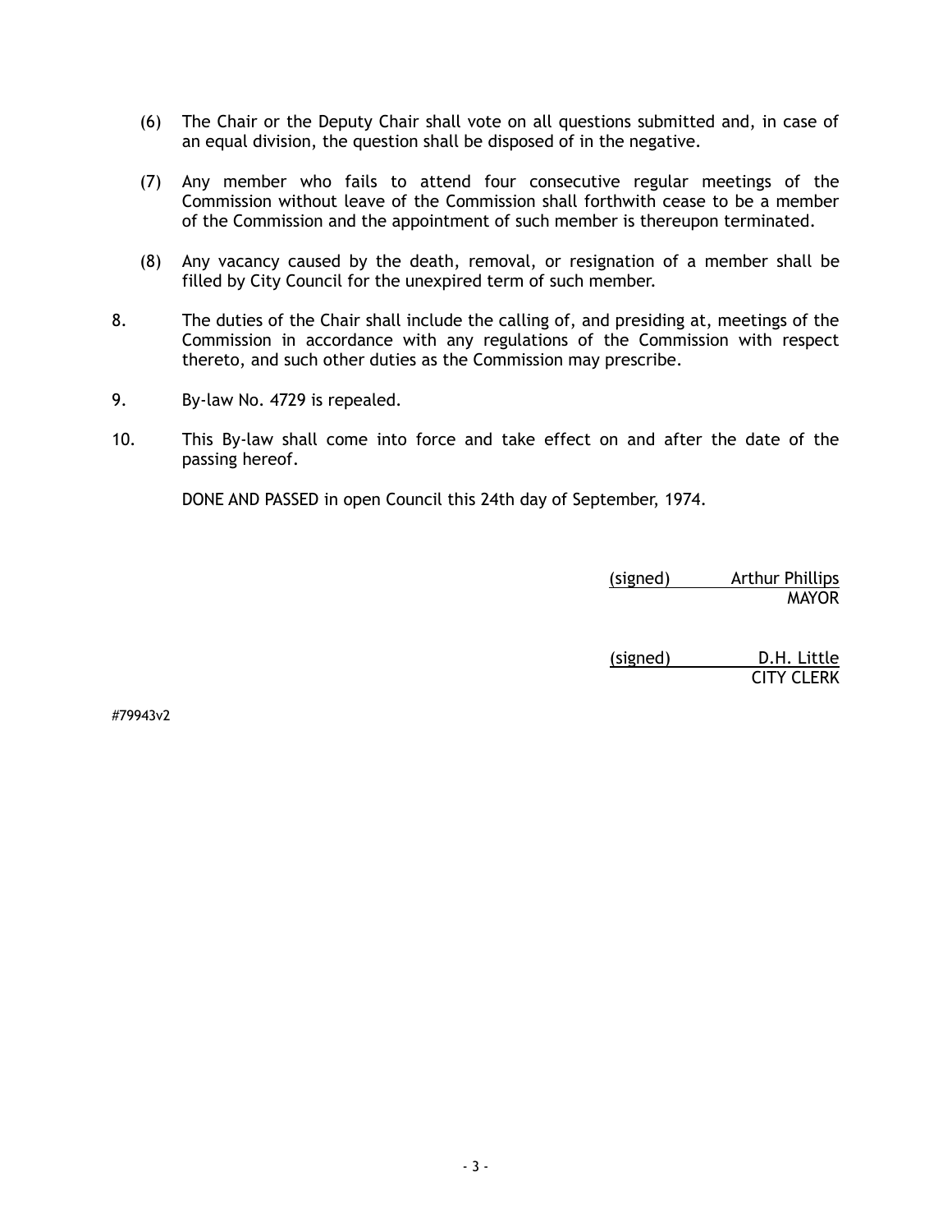(6) The Chair or the Deputy Chair shall vote on all questions submitted and, in case of an equal division, the question shall be disposed of in the negative.

(7) Any member who fails to attend four consecutive regular meetings of the Commission without leave of the Commission shall forthwith cease to be a member of the Commission and the appointment of such member is thereupon terminated.

(8) Any vacancy caused by the death, removal, or resignation of a member shall be filled by City Council for the unexpired term of such member.

8. The duties of the Chair shall include the calling of, and presiding at, meetings of the Commission in accordance with any regulations of the Commission with respect thereto, and such other duties as the Commission may prescribe.

9. By-law No. 4729 is repealed.

10. This By-law shall come into force and take effect on and after the date of the passing hereof.

DONE AND PASSED in open Council this 24th day of September, 1974.

(signed) Arthur Phillips
MAYOR

(signed) D.H. Little
CITY CLERK

#79943v2